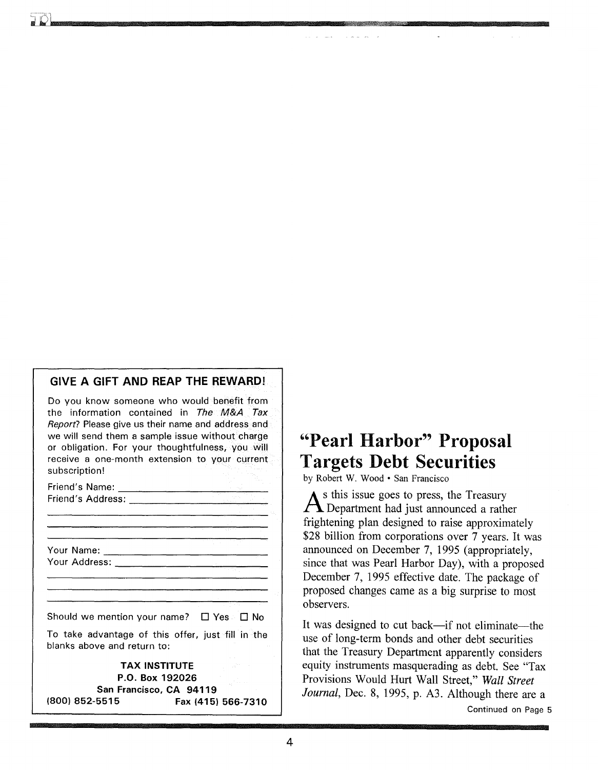## GIVE A GIFT AND REAP THE REWARD!

Do you know someone who would benefit from the information contained in *The M&A Tax Report*? Please give us their name and address and we will send them a sample issue without charge or obligation. For your thoughtfulness, you will receive a one-month extension to your current subscription!

Friend's Name: ______________________________

Friend's Address: ______________________________

______________________________

______________________________

______________________________

Your Name: ______________________________

Your Address: ______________________________

______________________________

______________________________

______________________________

Should we mention your name? ☐ Yes ☐ No

To take advantage of this offer, just fill in the blanks above and return to:

**TAX INSTITUTE**
**P.O. Box 192026**
**San Francisco, CA 94119**
**(800) 852-5515 Fax (415) 566-7310**

# "Pearl Harbor" Proposal Targets Debt Securities

by Robert W. Wood • San Francisco

As this issue goes to press, the Treasury Department had just announced a rather frightening plan designed to raise approximately $28 billion from corporations over 7 years. It was announced on December 7, 1995 (appropriately, since that was Pearl Harbor Day), with a proposed December 7, 1995 effective date. The package of proposed changes came as a big surprise to most observers.

It was designed to cut back—if not eliminate—the use of long-term bonds and other debt securities that the Treasury Department apparently considers equity instruments masquerading as debt. See "Tax Provisions Would Hurt Wall Street," *Wall Street Journal*, Dec. 8, 1995, p. A3. Although there are a

Continued on Page 5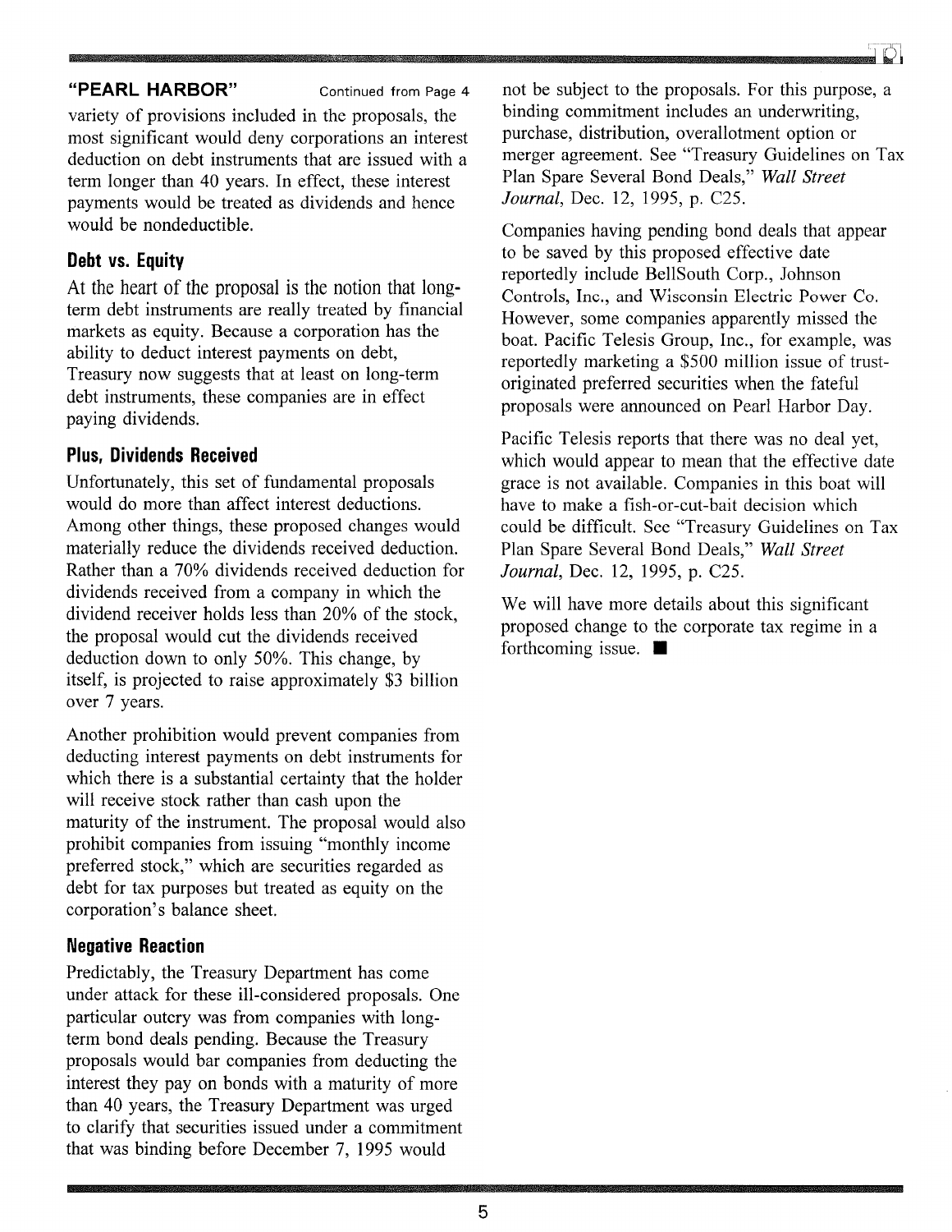**"PEARL HARBOR"** Continued from Page 4

variety of provisions included in the proposals, the most significant would deny corporations an interest deduction on debt instruments that are issued with a term longer than 40 years. In effect, these interest payments would be treated as dividends and hence would be nondeductible.

### Debt vs. Equity

At the heart of the proposal is the notion that long-term debt instruments are really treated by financial markets as equity. Because a corporation has the ability to deduct interest payments on debt, Treasury now suggests that at least on long-term debt instruments, these companies are in effect paying dividends.

### Plus, Dividends Received

Unfortunately, this set of fundamental proposals would do more than affect interest deductions. Among other things, these proposed changes would materially reduce the dividends received deduction. Rather than a 70% dividends received deduction for dividends received from a company in which the dividend receiver holds less than 20% of the stock, the proposal would cut the dividends received deduction down to only 50%. This change, by itself, is projected to raise approximately $3 billion over 7 years.

Another prohibition would prevent companies from deducting interest payments on debt instruments for which there is a substantial certainty that the holder will receive stock rather than cash upon the maturity of the instrument. The proposal would also prohibit companies from issuing "monthly income preferred stock," which are securities regarded as debt for tax purposes but treated as equity on the corporation's balance sheet.

### Negative Reaction

Predictably, the Treasury Department has come under attack for these ill-considered proposals. One particular outcry was from companies with long-term bond deals pending. Because the Treasury proposals would bar companies from deducting the interest they pay on bonds with a maturity of more than 40 years, the Treasury Department was urged to clarify that securities issued under a commitment that was binding before December 7, 1995 would not be subject to the proposals. For this purpose, a binding commitment includes an underwriting, purchase, distribution, overallotment option or merger agreement. See "Treasury Guidelines on Tax Plan Spare Several Bond Deals," *Wall Street Journal*, Dec. 12, 1995, p. C25.

Companies having pending bond deals that appear to be saved by this proposed effective date reportedly include BellSouth Corp., Johnson Controls, Inc., and Wisconsin Electric Power Co. However, some companies apparently missed the boat. Pacific Telesis Group, Inc., for example, was reportedly marketing a $500 million issue of trust-originated preferred securities when the fateful proposals were announced on Pearl Harbor Day.

Pacific Telesis reports that there was no deal yet, which would appear to mean that the effective date grace is not available. Companies in this boat will have to make a fish-or-cut-bait decision which could be difficult. See "Treasury Guidelines on Tax Plan Spare Several Bond Deals," *Wall Street Journal*, Dec. 12, 1995, p. C25.

We will have more details about this significant proposed change to the corporate tax regime in a forthcoming issue. ■